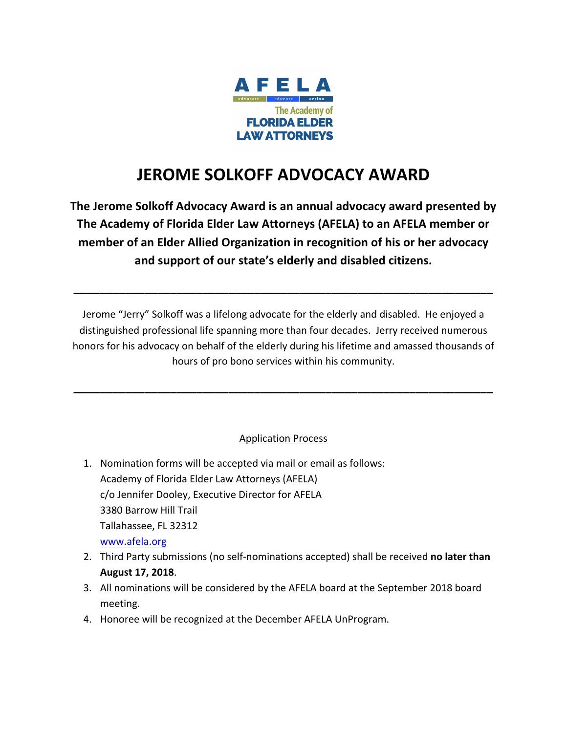AFELA

advocate educate action

The Academy of FLORIDA ELDER LAW ATTORNEYS

# JEROME SOLKOFF ADVOCACY AWARD

**The Jerome Solkoff Advocacy Award is an annual advocacy award presented by The Academy of Florida Elder Law Attorneys (AFELA) to an AFELA member or member of an Elder Allied Organization in recognition of his or her advocacy and support of our state's elderly and disabled citizens.**

---

Jerome "Jerry" Solkoff was a lifelong advocate for the elderly and disabled. He enjoyed a distinguished professional life spanning more than four decades. Jerry received numerous honors for his advocacy on behalf of the elderly during his lifetime and amassed thousands of hours of pro bono services within his community.

---

## Application Process

1. Nomination forms will be accepted via mail or email as follows:
   Academy of Florida Elder Law Attorneys (AFELA)
   c/o Jennifer Dooley, Executive Director for AFELA
   3380 Barrow Hill Trail
   Tallahassee, FL 32312
   www.afela.org
2. Third Party submissions (no self-nominations accepted) shall be received **no later than August 17, 2018**.
3. All nominations will be considered by the AFELA board at the September 2018 board meeting.
4. Honoree will be recognized at the December AFELA UnProgram.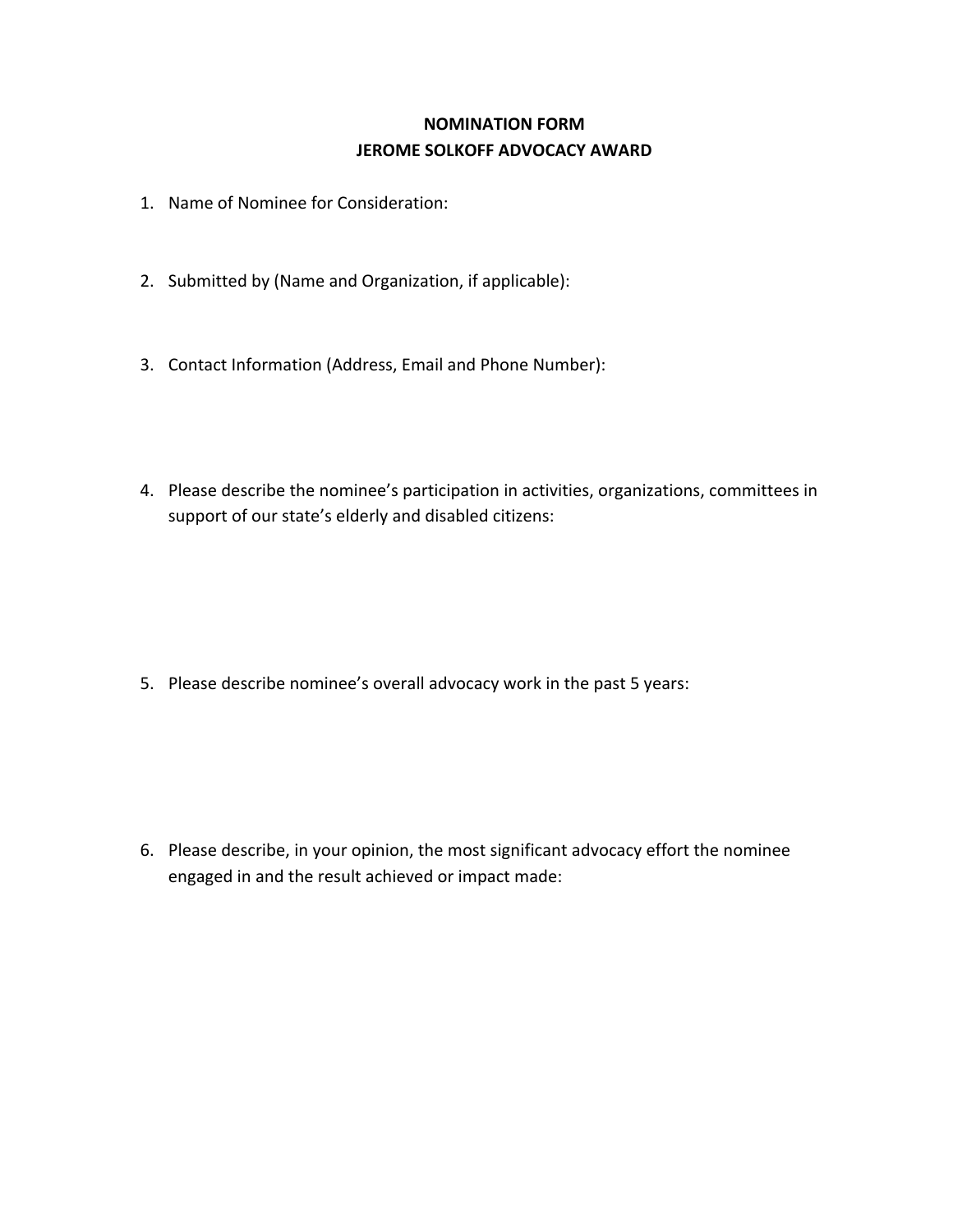**NOMINATION FORM**
**JEROME SOLKOFF ADVOCACY AWARD**

1. Name of Nominee for Consideration:

2. Submitted by (Name and Organization, if applicable):

3. Contact Information (Address, Email and Phone Number):

4. Please describe the nominee's participation in activities, organizations, committees in support of our state's elderly and disabled citizens:

5. Please describe nominee's overall advocacy work in the past 5 years:

6. Please describe, in your opinion, the most significant advocacy effort the nominee engaged in and the result achieved or impact made: